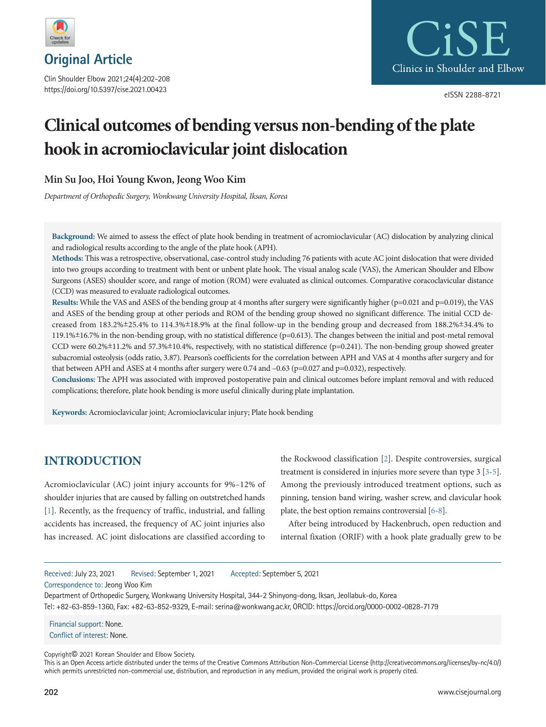## Original Article

Clin Shoulder Elbow 2021;24(4):202-208
https://doi.org/10.5397/cise.2021.00423

eISSN 2288-8721

# Clinical outcomes of bending versus non-bending of the plate hook in acromioclavicular joint dislocation

**Min Su Joo, Hoi Young Kwon, Jeong Woo Kim**

*Department of Orthopedic Surgery, Wonkwang University Hospital, Iksan, Korea*

**Background:** We aimed to assess the effect of plate hook bending in treatment of acromioclavicular (AC) dislocation by analyzing clinical and radiological results according to the angle of the plate hook (APH).

**Methods:** This was a retrospective, observational, case-control study including 76 patients with acute AC joint dislocation that were divided into two groups according to treatment with bent or unbent plate hook. The visual analog scale (VAS), the American Shoulder and Elbow Surgeons (ASES) shoulder score, and range of motion (ROM) were evaluated as clinical outcomes. Comparative coracoclavicular distance (CCD) was measured to evaluate radiological outcomes.

**Results:** While the VAS and ASES of the bending group at 4 months after surgery were significantly higher (p=0.021 and p=0.019), the VAS and ASES of the bending group at other periods and ROM of the bending group showed no significant difference. The initial CCD decreased from 183.2%±25.4% to 114.3%±18.9% at the final follow-up in the bending group and decreased from 188.2%±34.4% to 119.1%±16.7% in the non-bending group, with no statistical difference (p=0.613). The changes between the initial and post-metal removal CCD were 60.2%±11.2% and 57.3%±10.4%, respectively, with no statistical difference (p=0.241). The non-bending group showed greater subacromial osteolysis (odds ratio, 3.87). Pearson's coefficients for the correlation between APH and VAS at 4 months after surgery and for that between APH and ASES at 4 months after surgery were 0.74 and –0.63 (p=0.027 and p=0.032), respectively.

**Conclusions:** The APH was associated with improved postoperative pain and clinical outcomes before implant removal and with reduced complications; therefore, plate hook bending is more useful clinically during plate implantation.

**Keywords:** Acromioclavicular joint; Acromioclavicular injury; Plate hook bending

## INTRODUCTION

Acromioclavicular (AC) joint injury accounts for 9%–12% of shoulder injuries that are caused by falling on outstretched hands [1]. Recently, as the frequency of traffic, industrial, and falling accidents has increased, the frequency of AC joint injuries also has increased. AC joint dislocations are classified according to the Rockwood classification [2]. Despite controversies, surgical treatment is considered in injuries more severe than type 3 [3-5]. Among the previously introduced treatment options, such as pinning, tension band wiring, washer screw, and clavicular hook plate, the best option remains controversial [6-8].

After being introduced by Hackenbruch, open reduction and internal fixation (ORIF) with a hook plate gradually grew to be

Received: July 23, 2021 Revised: September 1, 2021 Accepted: September 5, 2021

Correspondence to: Jeong Woo Kim

Department of Orthopedic Surgery, Wonkwang University Hospital, 344-2 Shinyong-dong, Iksan, Jeollabuk-do, Korea

Tel: +82-63-859-1360, Fax: +82-63-852-9329, E-mail: serina@wonkwang.ac.kr, ORCID: https://orcid.org/0000-0002-0828-7179

Financial support: None.
Conflict of interest: None.

Copyright© 2021 Korean Shoulder and Elbow Society.
This is an Open Access article distributed under the terms of the Creative Commons Attribution Non-Commercial License (http://creativecommons.org/licenses/by-nc/4.0/) which permits unrestricted non-commercial use, distribution, and reproduction in any medium, provided the original work is properly cited.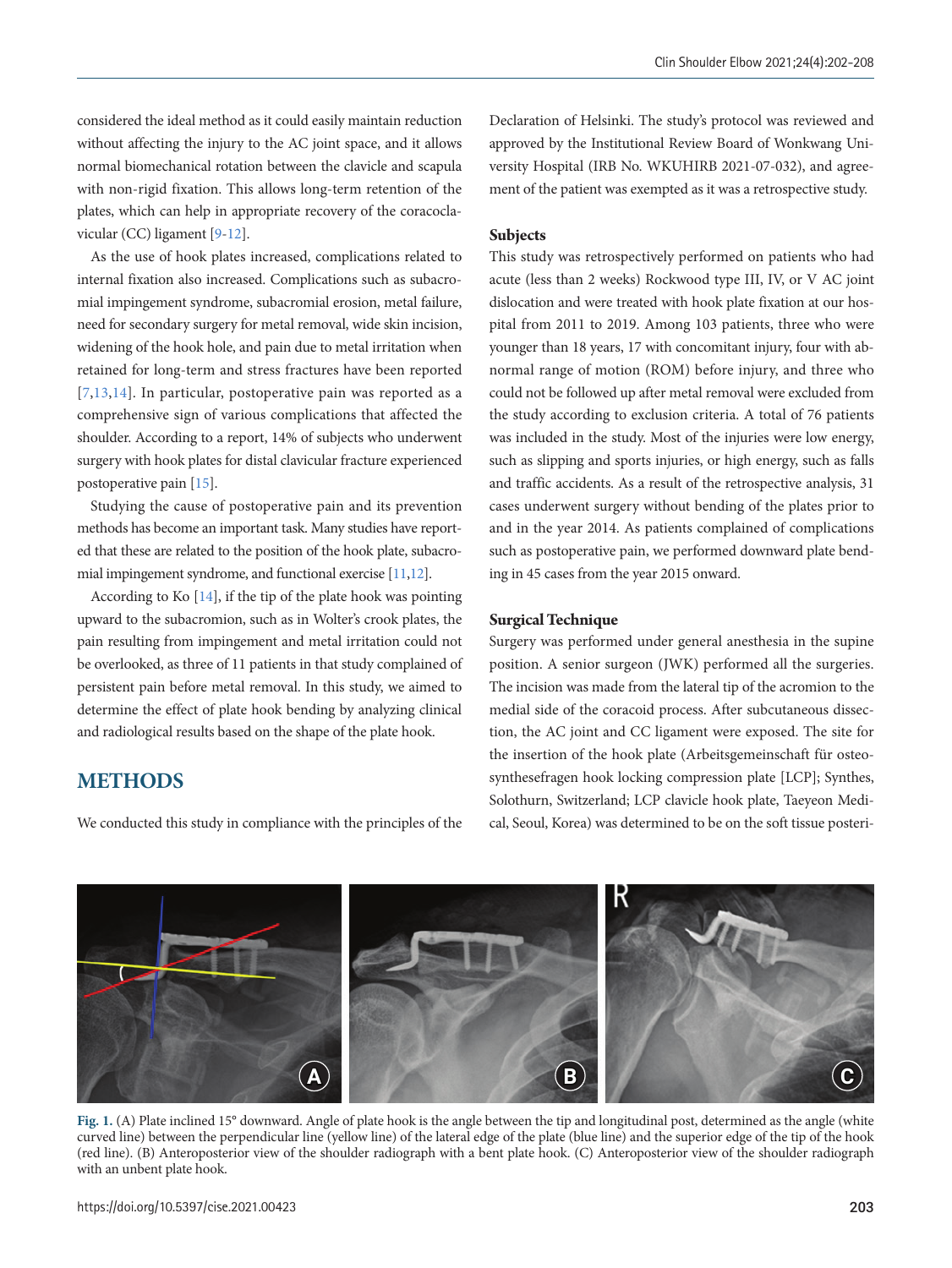considered the ideal method as it could easily maintain reduction without affecting the injury to the AC joint space, and it allows normal biomechanical rotation between the clavicle and scapula with non-rigid fixation. This allows long-term retention of the plates, which can help in appropriate recovery of the coracoclavicular (CC) ligament [9-12].

As the use of hook plates increased, complications related to internal fixation also increased. Complications such as subacromial impingement syndrome, subacromial erosion, metal failure, need for secondary surgery for metal removal, wide skin incision, widening of the hook hole, and pain due to metal irritation when retained for long-term and stress fractures have been reported [7,13,14]. In particular, postoperative pain was reported as a comprehensive sign of various complications that affected the shoulder. According to a report, 14% of subjects who underwent surgery with hook plates for distal clavicular fracture experienced postoperative pain [15].

Studying the cause of postoperative pain and its prevention methods has become an important task. Many studies have reported that these are related to the position of the hook plate, subacromial impingement syndrome, and functional exercise [11,12].

According to Ko [14], if the tip of the plate hook was pointing upward to the subacromion, such as in Wolter's crook plates, the pain resulting from impingement and metal irritation could not be overlooked, as three of 11 patients in that study complained of persistent pain before metal removal. In this study, we aimed to determine the effect of plate hook bending by analyzing clinical and radiological results based on the shape of the plate hook.

## METHODS

We conducted this study in compliance with the principles of the Declaration of Helsinki. The study's protocol was reviewed and approved by the Institutional Review Board of Wonkwang University Hospital (IRB No. WKUHIRB 2021-07-032), and agreement of the patient was exempted as it was a retrospective study.

### Subjects

This study was retrospectively performed on patients who had acute (less than 2 weeks) Rockwood type III, IV, or V AC joint dislocation and were treated with hook plate fixation at our hospital from 2011 to 2019. Among 103 patients, three who were younger than 18 years, 17 with concomitant injury, four with abnormal range of motion (ROM) before injury, and three who could not be followed up after metal removal were excluded from the study according to exclusion criteria. A total of 76 patients was included in the study. Most of the injuries were low energy, such as slipping and sports injuries, or high energy, such as falls and traffic accidents. As a result of the retrospective analysis, 31 cases underwent surgery without bending of the plates prior to and in the year 2014. As patients complained of complications such as postoperative pain, we performed downward plate bending in 45 cases from the year 2015 onward.

### Surgical Technique

Surgery was performed under general anesthesia in the supine position. A senior surgeon (JWK) performed all the surgeries. The incision was made from the lateral tip of the acromion to the medial side of the coracoid process. After subcutaneous dissection, the AC joint and CC ligament were exposed. The site for the insertion of the hook plate (Arbeitsgemeinschaft für osteosynthesefragen hook locking compression plate [LCP]; Synthes, Solothurn, Switzerland; LCP clavicle hook plate, Taeyeon Medical, Seoul, Korea) was determined to be on the soft tissue posteri-

**Fig. 1.** (A) Plate inclined 15° downward. Angle of plate hook is the angle between the tip and longitudinal post, determined as the angle (white curved line) between the perpendicular line (yellow line) of the lateral edge of the plate (blue line) and the superior edge of the tip of the hook (red line). (B) Anteroposterior view of the shoulder radiograph with a bent plate hook. (C) Anteroposterior view of the shoulder radiograph with an unbent plate hook.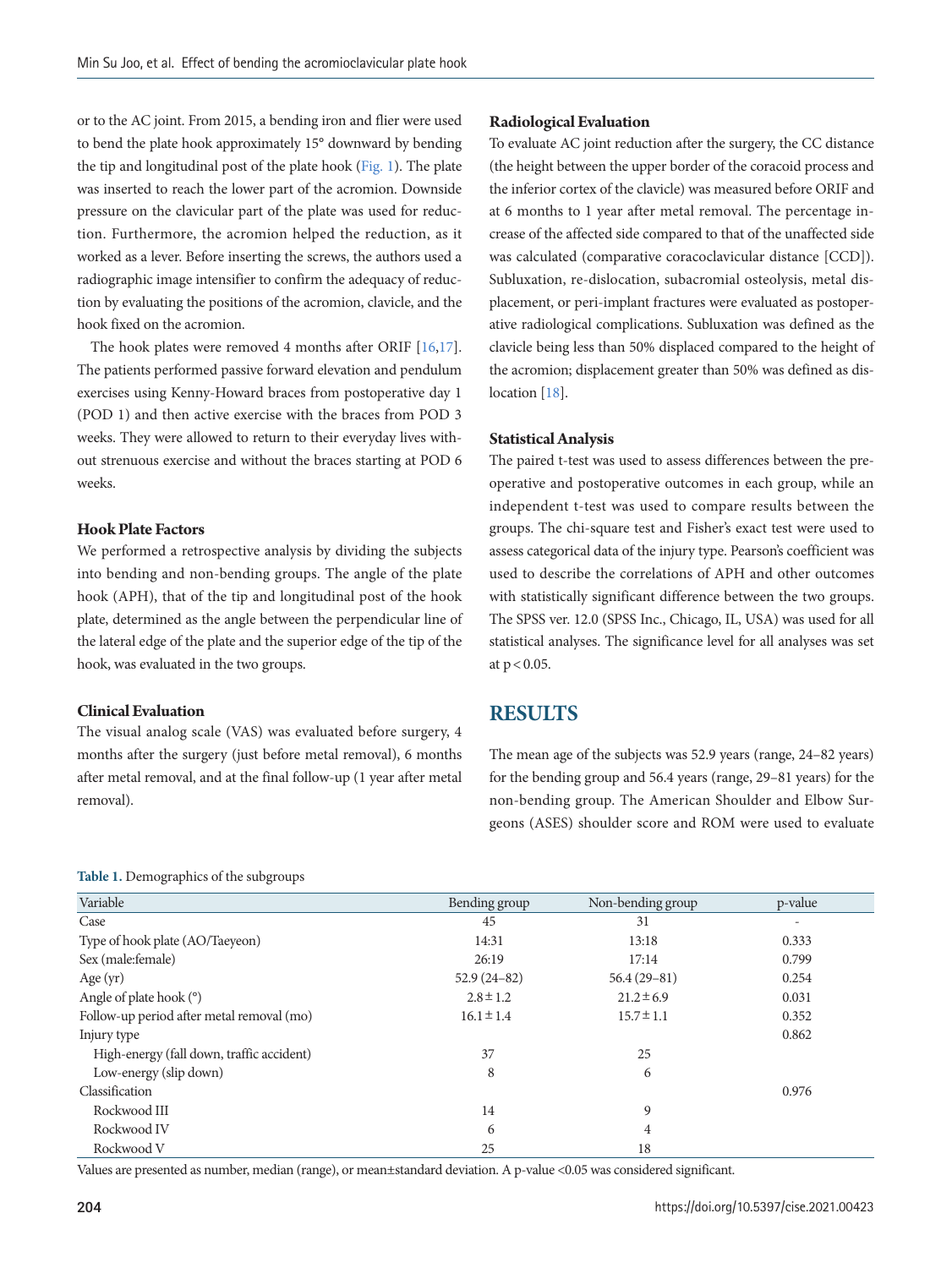or to the AC joint. From 2015, a bending iron and flier were used to bend the plate hook approximately 15° downward by bending the tip and longitudinal post of the plate hook (Fig. 1). The plate was inserted to reach the lower part of the acromion. Downside pressure on the clavicular part of the plate was used for reduction. Furthermore, the acromion helped the reduction, as it worked as a lever. Before inserting the screws, the authors used a radiographic image intensifier to confirm the adequacy of reduction by evaluating the positions of the acromion, clavicle, and the hook fixed on the acromion.

The hook plates were removed 4 months after ORIF [16,17]. The patients performed passive forward elevation and pendulum exercises using Kenny-Howard braces from postoperative day 1 (POD 1) and then active exercise with the braces from POD 3 weeks. They were allowed to return to their everyday lives without strenuous exercise and without the braces starting at POD 6 weeks.

### Hook Plate Factors

We performed a retrospective analysis by dividing the subjects into bending and non-bending groups. The angle of the plate hook (APH), that of the tip and longitudinal post of the hook plate, determined as the angle between the perpendicular line of the lateral edge of the plate and the superior edge of the tip of the hook, was evaluated in the two groups.

### Clinical Evaluation

The visual analog scale (VAS) was evaluated before surgery, 4 months after the surgery (just before metal removal), 6 months after metal removal, and at the final follow-up (1 year after metal removal).

### Radiological Evaluation

To evaluate AC joint reduction after the surgery, the CC distance (the height between the upper border of the coracoid process and the inferior cortex of the clavicle) was measured before ORIF and at 6 months to 1 year after metal removal. The percentage increase of the affected side compared to that of the unaffected side was calculated (comparative coracoclavicular distance [CCD]). Subluxation, re-dislocation, subacromial osteolysis, metal displacement, or peri-implant fractures were evaluated as postoperative radiological complications. Subluxation was defined as the clavicle being less than 50% displaced compared to the height of the acromion; displacement greater than 50% was defined as dislocation [18].

### Statistical Analysis

The paired t-test was used to assess differences between the preoperative and postoperative outcomes in each group, while an independent t-test was used to compare results between the groups. The chi-square test and Fisher's exact test were used to assess categorical data of the injury type. Pearson's coefficient was used to describe the correlations of APH and other outcomes with statistically significant difference between the two groups. The SPSS ver. 12.0 (SPSS Inc., Chicago, IL, USA) was used for all statistical analyses. The significance level for all analyses was set at $p < 0.05$.

## RESULTS

The mean age of the subjects was 52.9 years (range, 24–82 years) for the bending group and 56.4 years (range, 29–81 years) for the non-bending group. The American Shoulder and Elbow Surgeons (ASES) shoulder score and ROM were used to evaluate

**Table 1.** Demographics of the subgroups

| Variable | Bending group | Non-bending group | p-value |
|---|---|---|---|
| Case | 45 | 31 | - |
| Type of hook plate (AO/Taeyeon) | 14:31 | 13:18 | 0.333 |
| Sex (male:female) | 26:19 | 17:14 | 0.799 |
| Age (yr) | 52.9 (24–82) | 56.4 (29–81) | 0.254 |
| Angle of plate hook (°) | 2.8 ± 1.2 | 21.2 ± 6.9 | 0.031 |
| Follow-up period after metal removal (mo) | 16.1 ± 1.4 | 15.7 ± 1.1 | 0.352 |
| Injury type | | | 0.862 |
| High-energy (fall down, traffic accident) | 37 | 25 | |
| Low-energy (slip down) | 8 | 6 | |
| Classification | | | 0.976 |
| Rockwood III | 14 | 9 | |
| Rockwood IV | 6 | 4 | |
| Rockwood V | 25 | 18 | |

Values are presented as number, median (range), or mean±standard deviation. A p-value <0.05 was considered significant.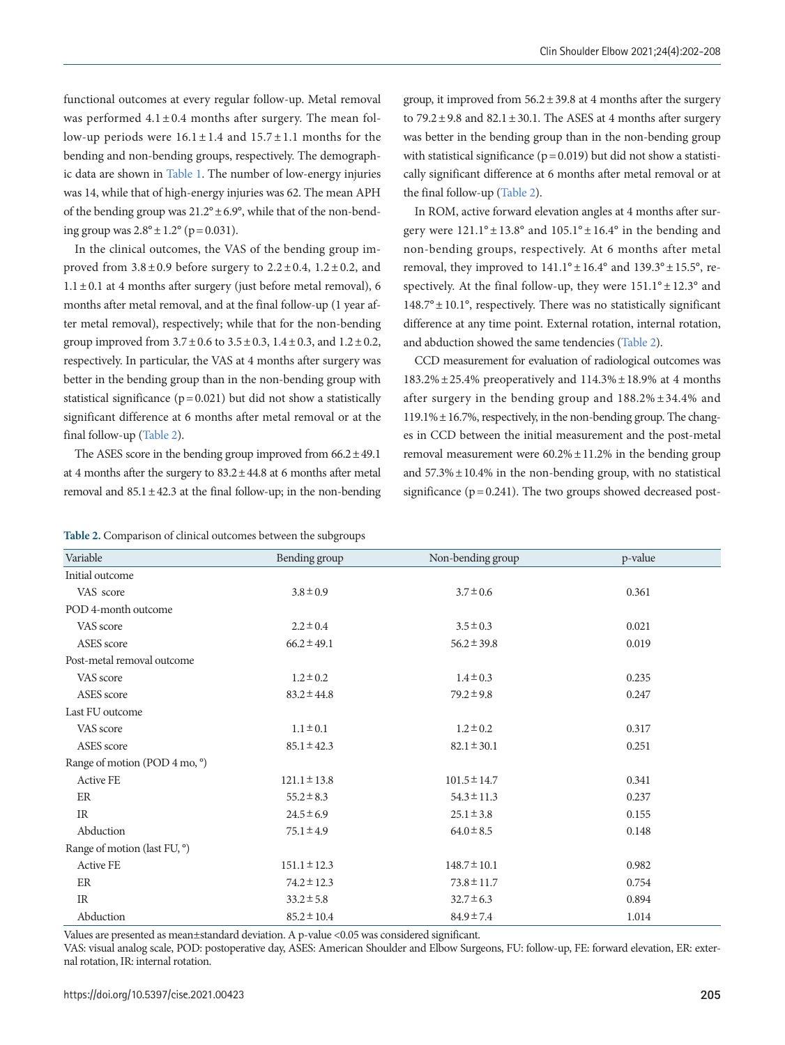functional outcomes at every regular follow-up. Metal removal was performed 4.1±0.4 months after surgery. The mean follow-up periods were 16.1±1.4 and 15.7±1.1 months for the bending and non-bending groups, respectively. The demographic data are shown in Table 1. The number of low-energy injuries was 14, while that of high-energy injuries was 62. The mean APH of the bending group was 21.2°±6.9°, while that of the non-bending group was 2.8°±1.2° (p=0.031).

In the clinical outcomes, the VAS of the bending group improved from 3.8±0.9 before surgery to 2.2±0.4, 1.2±0.2, and 1.1±0.1 at 4 months after surgery (just before metal removal), 6 months after metal removal, and at the final follow-up (1 year after metal removal), respectively; while that for the non-bending group improved from 3.7±0.6 to 3.5±0.3, 1.4±0.3, and 1.2±0.2, respectively. In particular, the VAS at 4 months after surgery was better in the bending group than in the non-bending group with statistical significance (p=0.021) but did not show a statistically significant difference at 6 months after metal removal or at the final follow-up (Table 2).

The ASES score in the bending group improved from 66.2±49.1 at 4 months after the surgery to 83.2±44.8 at 6 months after metal removal and 85.1±42.3 at the final follow-up; in the non-bending group, it improved from 56.2±39.8 at 4 months after the surgery to 79.2±9.8 and 82.1±30.1. The ASES at 4 months after surgery was better in the bending group than in the non-bending group with statistical significance (p=0.019) but did not show a statistically significant difference at 6 months after metal removal or at the final follow-up (Table 2).

In ROM, active forward elevation angles at 4 months after surgery were 121.1°±13.8° and 105.1°±16.4° in the bending and non-bending groups, respectively. At 6 months after metal removal, they improved to 141.1°±16.4° and 139.3°±15.5°, respectively. At the final follow-up, they were 151.1°±12.3° and 148.7°±10.1°, respectively. There was no statistically significant difference at any time point. External rotation, internal rotation, and abduction showed the same tendencies (Table 2).

CCD measurement for evaluation of radiological outcomes was 183.2%±25.4% preoperatively and 114.3%±18.9% at 4 months after surgery in the bending group and 188.2%±34.4% and 119.1%±16.7%, respectively, in the non-bending group. The changes in CCD between the initial measurement and the post-metal removal measurement were 60.2%±11.2% in the bending group and 57.3%±10.4% in the non-bending group, with no statistical significance (p=0.241). The two groups showed decreased post-

**Table 2.** Comparison of clinical outcomes between the subgroups

| Variable | Bending group | Non-bending group | p-value |
|---|---|---|---|
| Initial outcome | | | |
| VAS score | 3.8±0.9 | 3.7±0.6 | 0.361 |
| POD 4-month outcome | | | |
| VAS score | 2.2±0.4 | 3.5±0.3 | 0.021 |
| ASES score | 66.2±49.1 | 56.2±39.8 | 0.019 |
| Post-metal removal outcome | | | |
| VAS score | 1.2±0.2 | 1.4±0.3 | 0.235 |
| ASES score | 83.2±44.8 | 79.2±9.8 | 0.247 |
| Last FU outcome | | | |
| VAS score | 1.1±0.1 | 1.2±0.2 | 0.317 |
| ASES score | 85.1±42.3 | 82.1±30.1 | 0.251 |
| Range of motion (POD 4 mo, °) | | | |
| Active FE | 121.1±13.8 | 101.5±14.7 | 0.341 |
| ER | 55.2±8.3 | 54.3±11.3 | 0.237 |
| IR | 24.5±6.9 | 25.1±3.8 | 0.155 |
| Abduction | 75.1±4.9 | 64.0±8.5 | 0.148 |
| Range of motion (last FU, °) | | | |
| Active FE | 151.1±12.3 | 148.7±10.1 | 0.982 |
| ER | 74.2±12.3 | 73.8±11.7 | 0.754 |
| IR | 33.2±5.8 | 32.7±6.3 | 0.894 |
| Abduction | 85.2±10.4 | 84.9±7.4 | 1.014 |

Values are presented as mean±standard deviation. A p-value <0.05 was considered significant.

VAS: visual analog scale, POD: postoperative day, ASES: American Shoulder and Elbow Surgeons, FU: follow-up, FE: forward elevation, ER: external rotation, IR: internal rotation.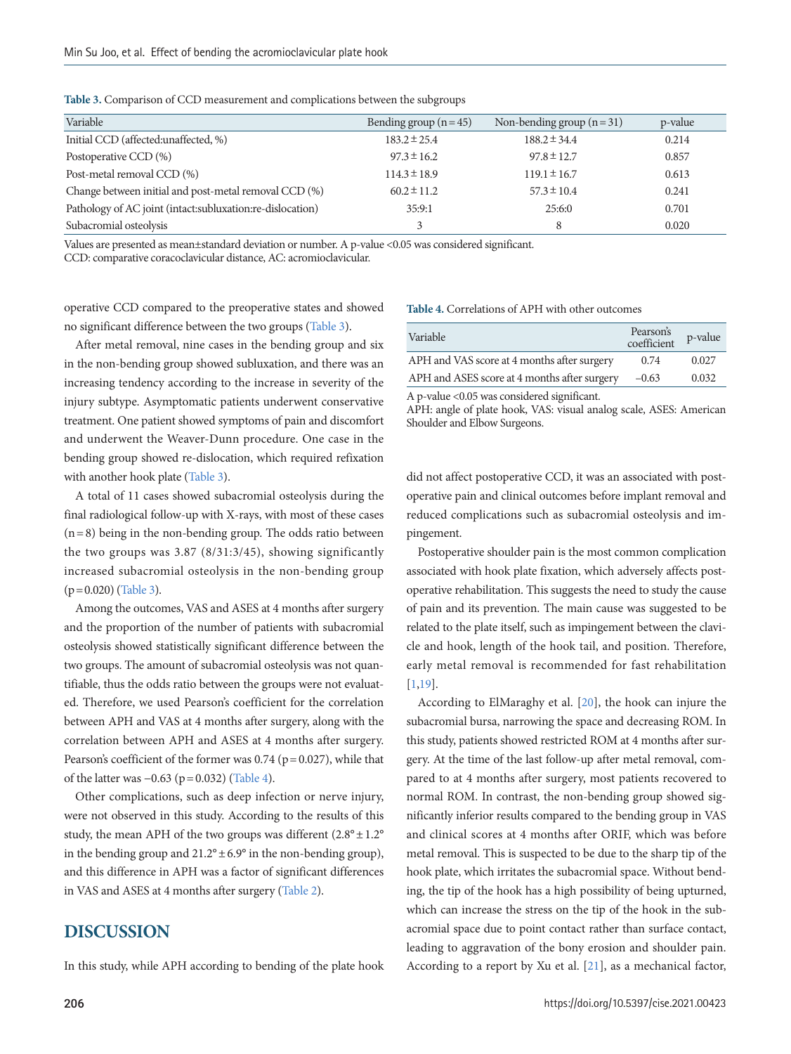**Table 3.** Comparison of CCD measurement and complications between the subgroups

| Variable | Bending group (n=45) | Non-bending group (n=31) | p-value |
|---|---|---|---|
| Initial CCD (affected:unaffected, %) | 183.2±25.4 | 188.2±34.4 | 0.214 |
| Postoperative CCD (%) | 97.3±16.2 | 97.8±12.7 | 0.857 |
| Post-metal removal CCD (%) | 114.3±18.9 | 119.1±16.7 | 0.613 |
| Change between initial and post-metal removal CCD (%) | 60.2±11.2 | 57.3±10.4 | 0.241 |
| Pathology of AC joint (intact:subluxation:re-dislocation) | 35:9:1 | 25:6:0 | 0.701 |
| Subacromial osteolysis | 3 | 8 | 0.020 |

Values are presented as mean±standard deviation or number. A p-value <0.05 was considered significant.
CCD: comparative coracoclavicular distance, AC: acromioclavicular.

operative CCD compared to the preoperative states and showed no significant difference between the two groups (Table 3).

After metal removal, nine cases in the bending group and six in the non-bending group showed subluxation, and there was an increasing tendency according to the increase in severity of the injury subtype. Asymptomatic patients underwent conservative treatment. One patient showed symptoms of pain and discomfort and underwent the Weaver-Dunn procedure. One case in the bending group showed re-dislocation, which required refixation with another hook plate (Table 3).

A total of 11 cases showed subacromial osteolysis during the final radiological follow-up with X-rays, with most of these cases (n=8) being in the non-bending group. The odds ratio between the two groups was 3.87 (8/31:3/45), showing significantly increased subacromial osteolysis in the non-bending group (p=0.020) (Table 3).

Among the outcomes, VAS and ASES at 4 months after surgery and the proportion of the number of patients with subacromial osteolysis showed statistically significant difference between the two groups. The amount of subacromial osteolysis was not quantifiable, thus the odds ratio between the groups were not evaluated. Therefore, we used Pearson's coefficient for the correlation between APH and VAS at 4 months after surgery, along with the correlation between APH and ASES at 4 months after surgery. Pearson's coefficient of the former was 0.74 (p=0.027), while that of the latter was −0.63 (p=0.032) (Table 4).

Other complications, such as deep infection or nerve injury, were not observed in this study. According to the results of this study, the mean APH of the two groups was different (2.8°±1.2° in the bending group and 21.2°±6.9° in the non-bending group), and this difference in APH was a factor of significant differences in VAS and ASES at 4 months after surgery (Table 2).

**Table 4.** Correlations of APH with other outcomes

| Variable | Pearson's coefficient | p-value |
|---|---|---|
| APH and VAS score at 4 months after surgery | 0.74 | 0.027 |
| APH and ASES score at 4 months after surgery | −0.63 | 0.032 |

A p-value <0.05 was considered significant.
APH: angle of plate hook, VAS: visual analog scale, ASES: American Shoulder and Elbow Surgeons.

## DISCUSSION

In this study, while APH according to bending of the plate hook did not affect postoperative CCD, it was an associated with postoperative pain and clinical outcomes before implant removal and reduced complications such as subacromial osteolysis and impingement.

Postoperative shoulder pain is the most common complication associated with hook plate fixation, which adversely affects postoperative rehabilitation. This suggests the need to study the cause of pain and its prevention. The main cause was suggested to be related to the plate itself, such as impingement between the clavicle and hook, length of the hook tail, and position. Therefore, early metal removal is recommended for fast rehabilitation [1,19].

According to ElMaraghy et al. [20], the hook can injure the subacromial bursa, narrowing the space and decreasing ROM. In this study, patients showed restricted ROM at 4 months after surgery. At the time of the last follow-up after metal removal, compared to at 4 months after surgery, most patients recovered to normal ROM. In contrast, the non-bending group showed significantly inferior results compared to the bending group in VAS and clinical scores at 4 months after ORIF, which was before metal removal. This is suspected to be due to the sharp tip of the hook plate, which irritates the subacromial space. Without bending, the tip of the hook has a high possibility of being upturned, which can increase the stress on the tip of the hook in the subacromial space due to point contact rather than surface contact, leading to aggravation of the bony erosion and shoulder pain. According to a report by Xu et al. [21], as a mechanical factor,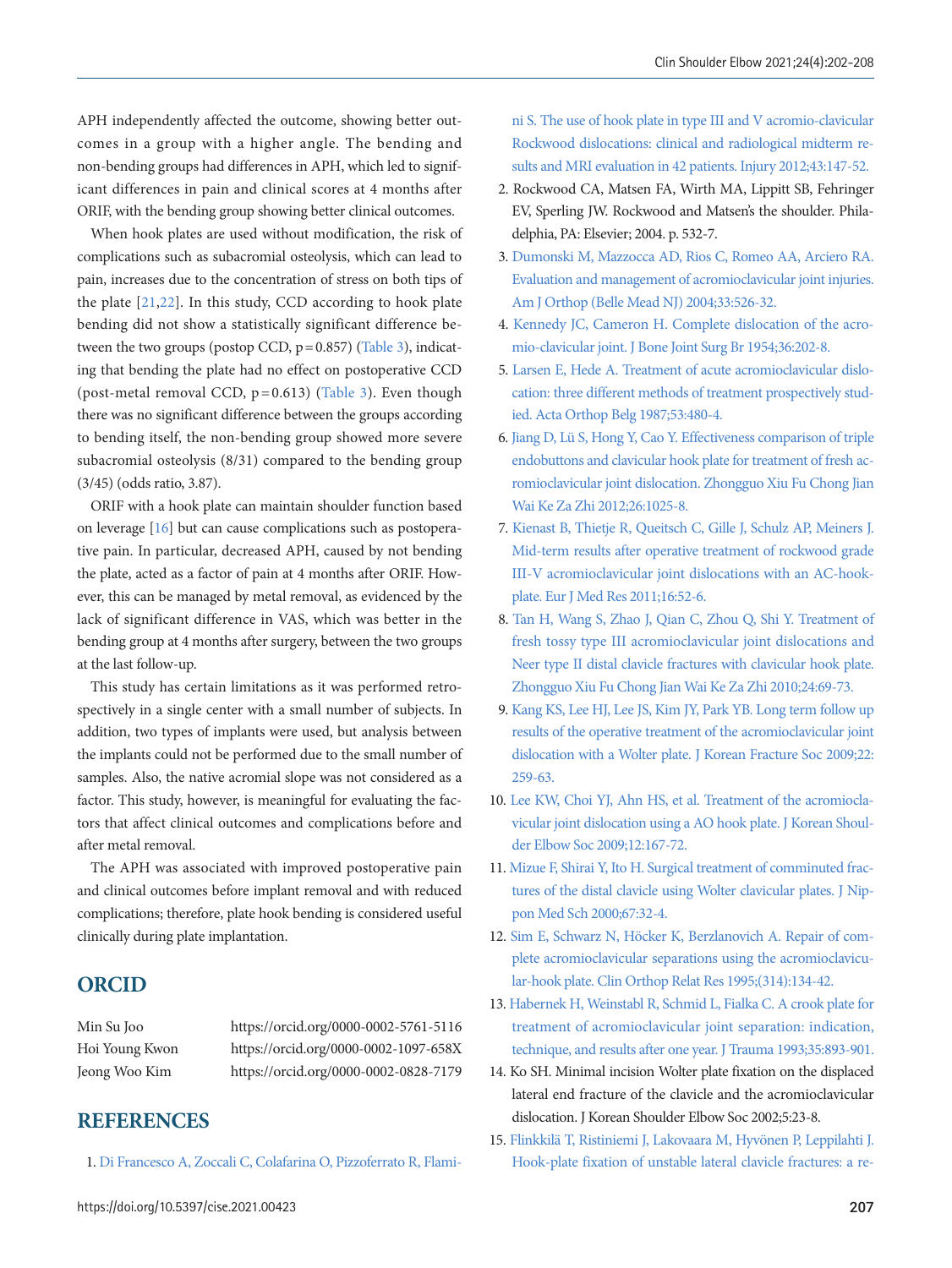APH independently affected the outcome, showing better outcomes in a group with a higher angle. The bending and non-bending groups had differences in APH, which led to significant differences in pain and clinical scores at 4 months after ORIF, with the bending group showing better clinical outcomes.

When hook plates are used without modification, the risk of complications such as subacromial osteolysis, which can lead to pain, increases due to the concentration of stress on both tips of the plate [21,22]. In this study, CCD according to hook plate bending did not show a statistically significant difference between the two groups (postop CCD, $p=0.857$) (Table 3), indicating that bending the plate had no effect on postoperative CCD (post-metal removal CCD, $p=0.613$) (Table 3). Even though there was no significant difference between the groups according to bending itself, the non-bending group showed more severe subacromial osteolysis (8/31) compared to the bending group (3/45) (odds ratio, 3.87).

ORIF with a hook plate can maintain shoulder function based on leverage [16] but can cause complications such as postoperative pain. In particular, decreased APH, caused by not bending the plate, acted as a factor of pain at 4 months after ORIF. However, this can be managed by metal removal, as evidenced by the lack of significant difference in VAS, which was better in the bending group at 4 months after surgery, between the two groups at the last follow-up.

This study has certain limitations as it was performed retrospectively in a single center with a small number of subjects. In addition, two types of implants were used, but analysis between the implants could not be performed due to the small number of samples. Also, the native acromial slope was not considered as a factor. This study, however, is meaningful for evaluating the factors that affect clinical outcomes and complications before and after metal removal.

The APH was associated with improved postoperative pain and clinical outcomes before implant removal and with reduced complications; therefore, plate hook bending is considered useful clinically during plate implantation.

## ORCID

| | |
|---|---|
| Min Su Joo | https://orcid.org/0000-0002-5761-5116 |
| Hoi Young Kwon | https://orcid.org/0000-0002-1097-658X |
| Jeong Woo Kim | https://orcid.org/0000-0002-0828-7179 |

## REFERENCES

1. Di Francesco A, Zoccali C, Colafarina O, Pizzoferrato R, Flamini S. The use of hook plate in type III and V acromio-clavicular Rockwood dislocations: clinical and radiological midterm results and MRI evaluation in 42 patients. Injury 2012;43:147-52.
2. Rockwood CA, Matsen FA, Wirth MA, Lippitt SB, Fehringer EV, Sperling JW. Rockwood and Matsen's the shoulder. Philadelphia, PA: Elsevier; 2004. p. 532-7.
3. Dumonski M, Mazzocca AD, Rios C, Romeo AA, Arciero RA. Evaluation and management of acromioclavicular joint injuries. Am J Orthop (Belle Mead NJ) 2004;33:526-32.
4. Kennedy JC, Cameron H. Complete dislocation of the acromio-clavicular joint. J Bone Joint Surg Br 1954;36:202-8.
5. Larsen E, Hede A. Treatment of acute acromioclavicular dislocation: three different methods of treatment prospectively studied. Acta Orthop Belg 1987;53:480-4.
6. Jiang D, Lü S, Hong Y, Cao Y. Effectiveness comparison of triple endobuttons and clavicular hook plate for treatment of fresh acromioclavicular joint dislocation. Zhongguo Xiu Fu Chong Jian Wai Ke Za Zhi 2012;26:1025-8.
7. Kienast B, Thietje R, Queitsch C, Gille J, Schulz AP, Meiners J. Mid-term results after operative treatment of rockwood grade III-V acromioclavicular joint dislocations with an AC-hook-plate. Eur J Med Res 2011;16:52-6.
8. Tan H, Wang S, Zhao J, Qian C, Zhou Q, Shi Y. Treatment of fresh tossy type III acromioclavicular joint dislocations and Neer type II distal clavicle fractures with clavicular hook plate. Zhongguo Xiu Fu Chong Jian Wai Ke Za Zhi 2010;24:69-73.
9. Kang KS, Lee HJ, Lee JS, Kim JY, Park YB. Long term follow up results of the operative treatment of the acromioclavicular joint dislocation with a Wolter plate. J Korean Fracture Soc 2009;22:259-63.
10. Lee KW, Choi YJ, Ahn HS, et al. Treatment of the acromioclavicular joint dislocation using a AO hook plate. J Korean Shoulder Elbow Soc 2009;12:167-72.
11. Mizue F, Shirai Y, Ito H. Surgical treatment of comminuted fractures of the distal clavicle using Wolter clavicular plates. J Nippon Med Sch 2000;67:32-4.
12. Sim E, Schwarz N, Höcker K, Berzlanovich A. Repair of complete acromioclavicular separations using the acromioclavicular-hook plate. Clin Orthop Relat Res 1995;(314):134-42.
13. Habernek H, Weinstabl R, Schmid L, Fialka C. A crook plate for treatment of acromioclavicular joint separation: indication, technique, and results after one year. J Trauma 1993;35:893-901.
14. Ko SH. Minimal incision Wolter plate fixation on the displaced lateral end fracture of the clavicle and the acromioclavicular dislocation. J Korean Shoulder Elbow Soc 2002;5:23-8.
15. Flinkkilä T, Ristiniemi J, Lakovaara M, Hyvönen P, Leppilahti J. Hook-plate fixation of unstable lateral clavicle fractures: a re-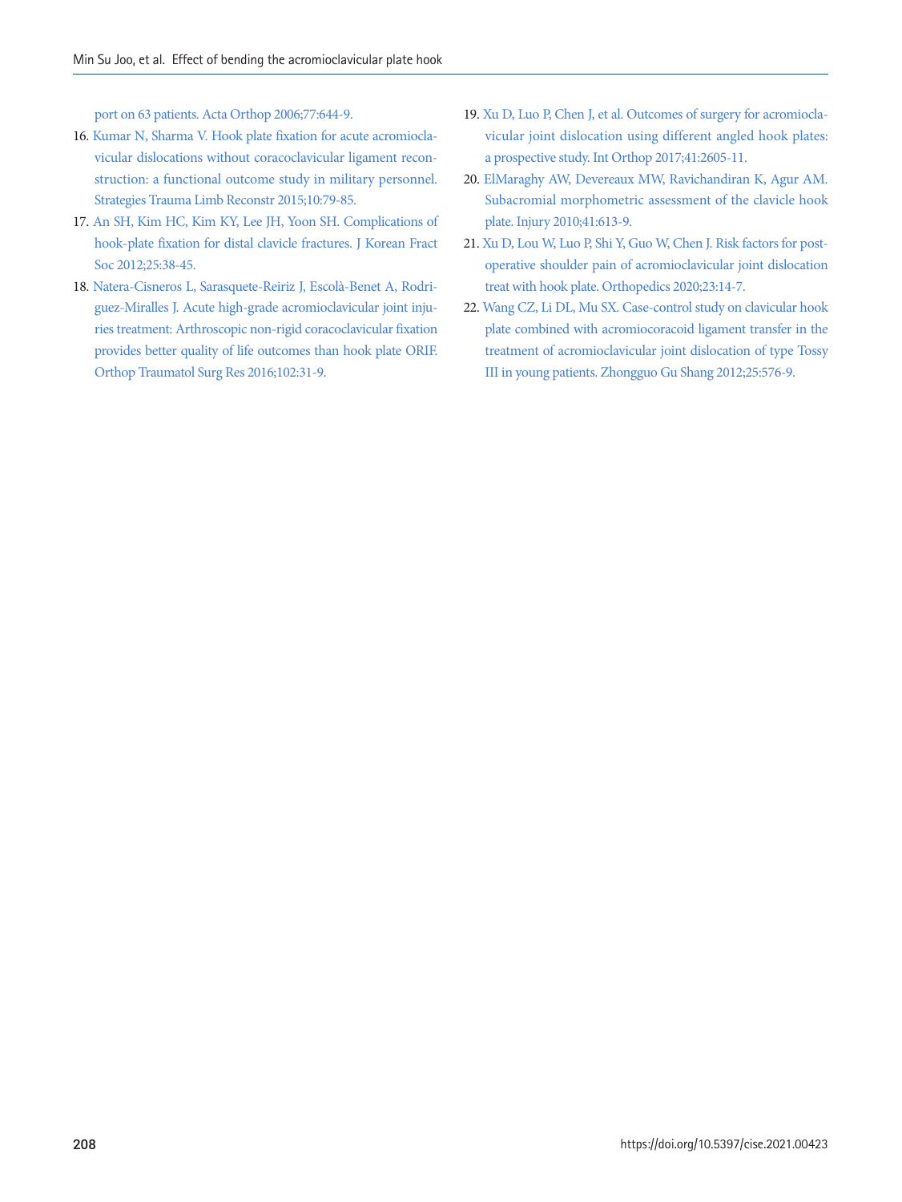port on 63 patients. Acta Orthop 2006;77:644-9.

16. Kumar N, Sharma V. Hook plate fixation for acute acromioclavicular dislocations without coracoclavicular ligament reconstruction: a functional outcome study in military personnel. Strategies Trauma Limb Reconstr 2015;10:79-85.
17. An SH, Kim HC, Kim KY, Lee JH, Yoon SH. Complications of hook-plate fixation for distal clavicle fractures. J Korean Fract Soc 2012;25:38-45.
18. Natera-Cisneros L, Sarasquete-Reiriz J, Escolà-Benet A, Rodriguez-Miralles J. Acute high-grade acromioclavicular joint injuries treatment: Arthroscopic non-rigid coracoclavicular fixation provides better quality of life outcomes than hook plate ORIF. Orthop Traumatol Surg Res 2016;102:31-9.
19. Xu D, Luo P, Chen J, et al. Outcomes of surgery for acromioclavicular joint dislocation using different angled hook plates: a prospective study. Int Orthop 2017;41:2605-11.
20. ElMaraghy AW, Devereaux MW, Ravichandiran K, Agur AM. Subacromial morphometric assessment of the clavicle hook plate. Injury 2010;41:613-9.
21. Xu D, Lou W, Luo P, Shi Y, Guo W, Chen J. Risk factors for postoperative shoulder pain of acromioclavicular joint dislocation treat with hook plate. Orthopedics 2020;23:14-7.
22. Wang CZ, Li DL, Mu SX. Case-control study on clavicular hook plate combined with acromiocoracoid ligament transfer in the treatment of acromioclavicular joint dislocation of type Tossy III in young patients. Zhongguo Gu Shang 2012;25:576-9.